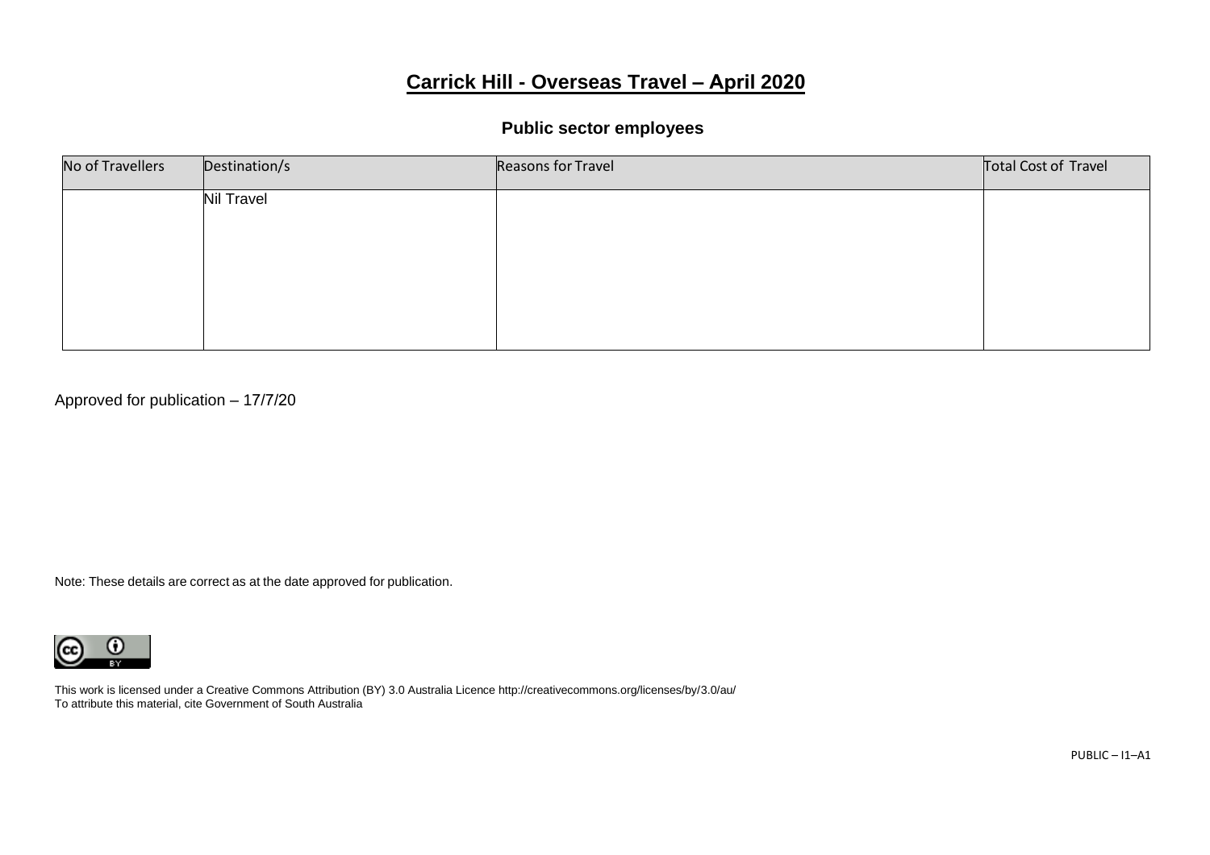# Carrick Hill - Overseas Travel – April 2020

## Public sector employees

| No of Travellers | Destination/s | Reasons for Travel | Total Cost of Travel |
|---|---|---|---|
| | Nil Travel | | |

Approved for publication – 17/7/20

Note: These details are correct as at the date approved for publication.

This work is licensed under a Creative Commons Attribution (BY) 3.0 Australia Licence http://creativecommons.org/licenses/by/3.0/au/
To attribute this material, cite Government of South Australia

PUBLIC – I1–A1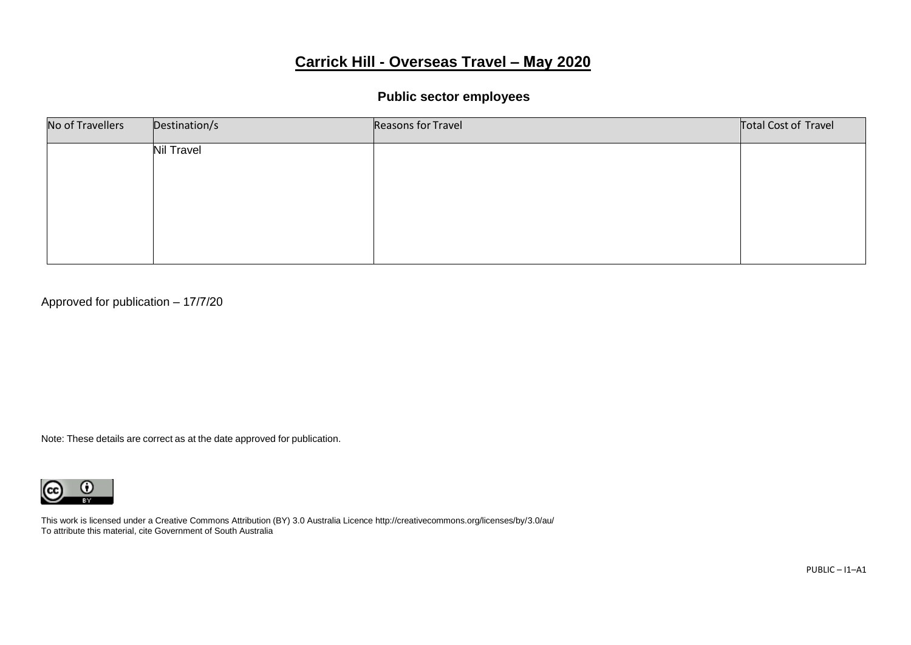# Carrick Hill - Overseas Travel – May 2020

## Public sector employees

| No of Travellers | Destination/s | Reasons for Travel | Total Cost of Travel |
| --- | --- | --- | --- |
| | Nil Travel | | |

Approved for publication – 17/7/20

Note: These details are correct as at the date approved for publication.

This work is licensed under a Creative Commons Attribution (BY) 3.0 Australia Licence http://creativecommons.org/licenses/by/3.0/au/
To attribute this material, cite Government of South Australia

PUBLIC – I1–A1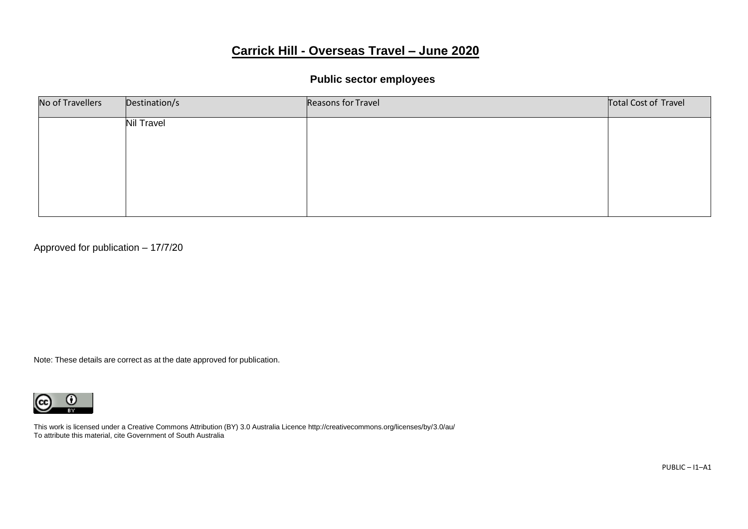# Carrick Hill - Overseas Travel – June 2020

## Public sector employees

| No of Travellers | Destination/s | Reasons for Travel | Total Cost of Travel |
|---|---|---|---|
| | Nil Travel | | |

Approved for publication – 17/7/20

Note: These details are correct as at the date approved for publication.

This work is licensed under a Creative Commons Attribution (BY) 3.0 Australia Licence http://creativecommons.org/licenses/by/3.0/au/
To attribute this material, cite Government of South Australia

PUBLIC – I1–A1